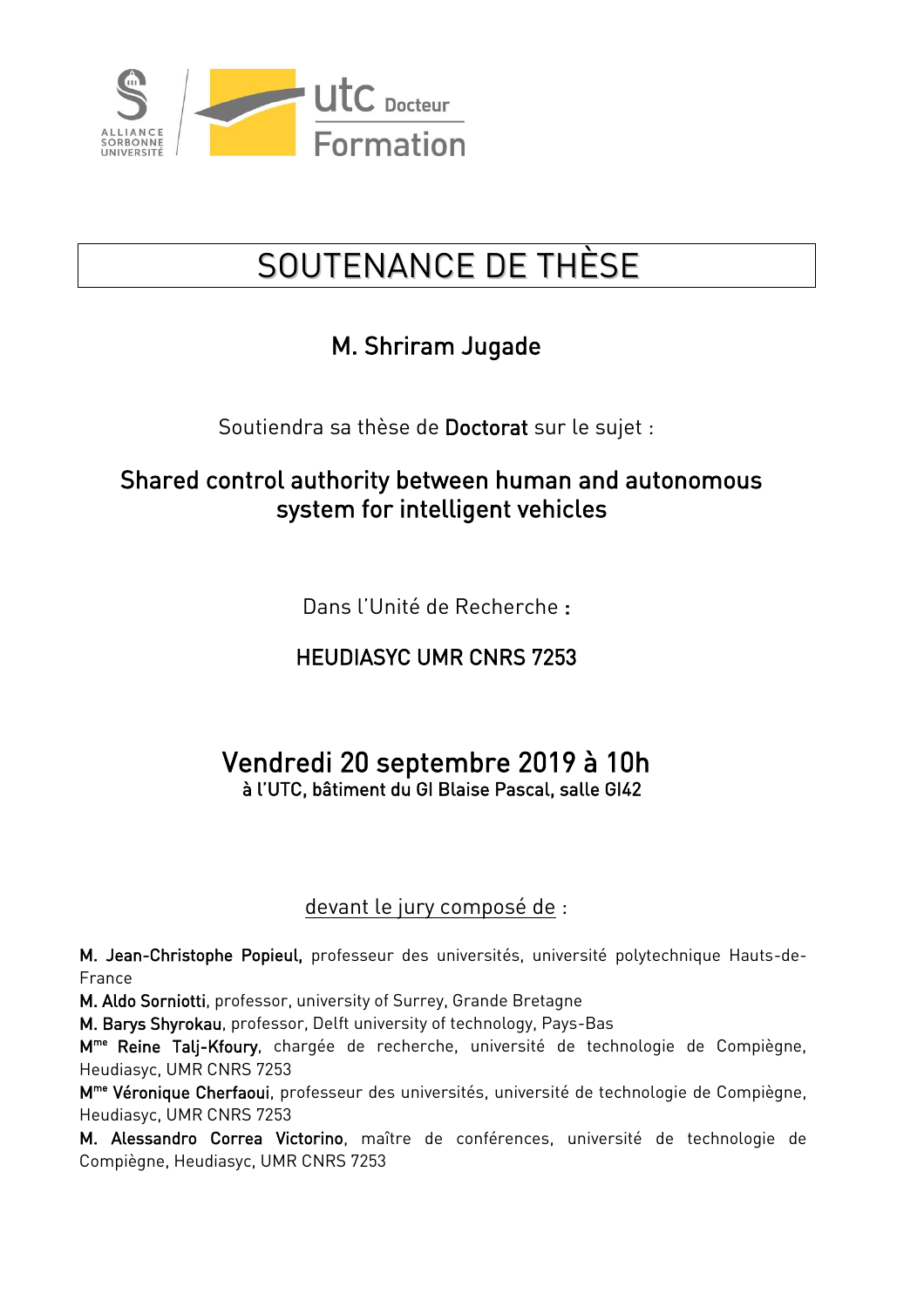ALLIANCE SORBONNE UNIVERSITÉ

utc Docteur Formation

# SOUTENANCE DE THÈSE

## M. Shriram Jugade

Soutiendra sa thèse de **Doctorat** sur le sujet :

## Shared control authority between human and autonomous system for intelligent vehicles

Dans l'Unité de Recherche **:**

**HEUDIASYC UMR CNRS 7253**

## Vendredi 20 septembre 2019 à 10h

**à l'UTC, bâtiment du GI Blaise Pascal, salle GI42**

devant le jury composé de :

**M. Jean-Christophe Popieul,** professeur des universités, université polytechnique Hauts-de-France

**M. Aldo Sorniotti**, professor, university of Surrey, Grande Bretagne

**M. Barys Shyrokau**, professor, Delft university of technology, Pays-Bas

**Mme Reine Talj-Kfoury**, chargée de recherche, université de technologie de Compiègne, Heudiasyc, UMR CNRS 7253

**Mme Véronique Cherfaoui**, professeur des universités, université de technologie de Compiègne, Heudiasyc, UMR CNRS 7253

**M. Alessandro Correa Victorino**, maître de conférences, université de technologie de Compiègne, Heudiasyc, UMR CNRS 7253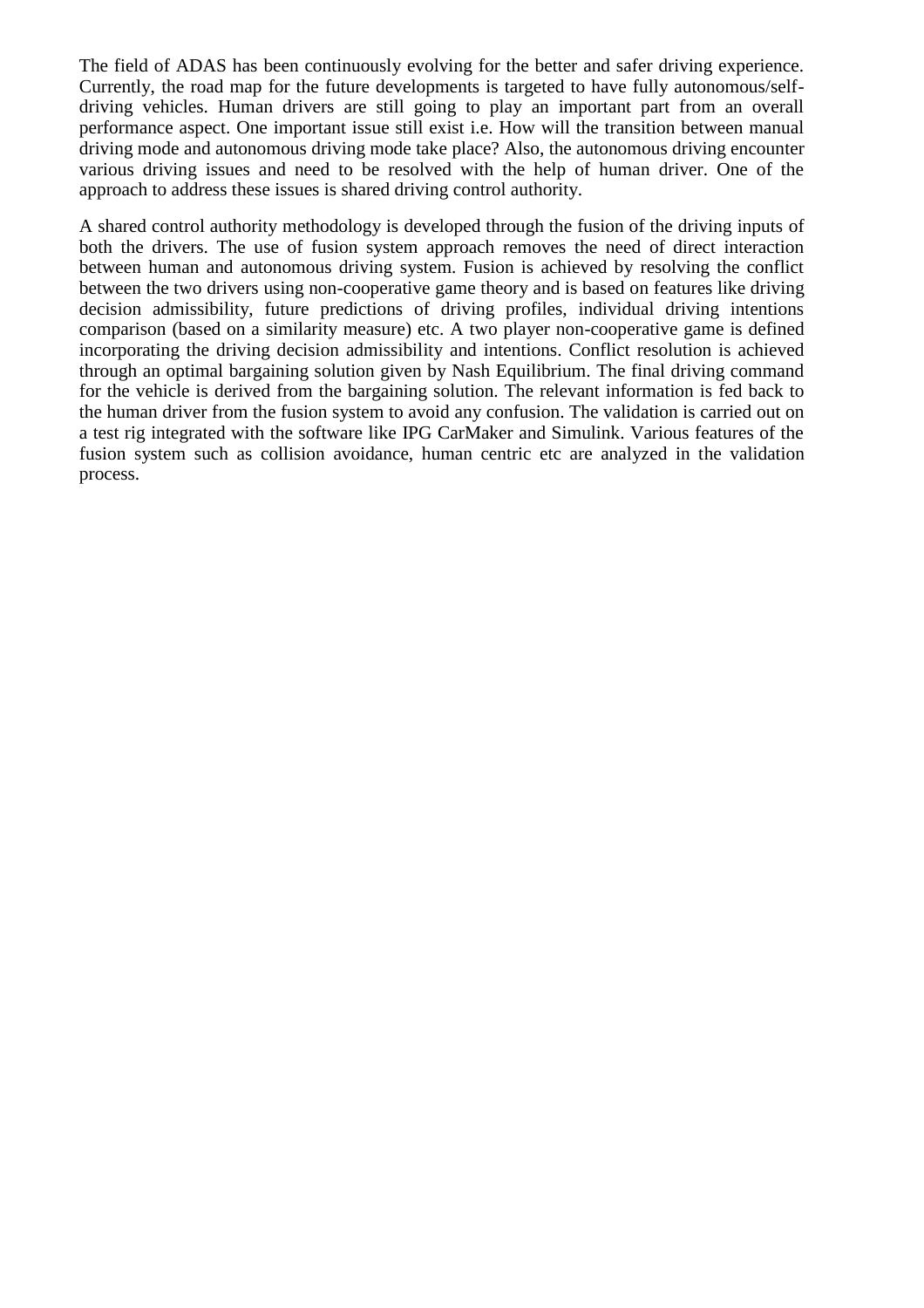The field of ADAS has been continuously evolving for the better and safer driving experience. Currently, the road map for the future developments is targeted to have fully autonomous/self-driving vehicles. Human drivers are still going to play an important part from an overall performance aspect. One important issue still exist i.e. How will the transition between manual driving mode and autonomous driving mode take place? Also, the autonomous driving encounter various driving issues and need to be resolved with the help of human driver. One of the approach to address these issues is shared driving control authority.

A shared control authority methodology is developed through the fusion of the driving inputs of both the drivers. The use of fusion system approach removes the need of direct interaction between human and autonomous driving system. Fusion is achieved by resolving the conflict between the two drivers using non-cooperative game theory and is based on features like driving decision admissibility, future predictions of driving profiles, individual driving intentions comparison (based on a similarity measure) etc. A two player non-cooperative game is defined incorporating the driving decision admissibility and intentions. Conflict resolution is achieved through an optimal bargaining solution given by Nash Equilibrium. The final driving command for the vehicle is derived from the bargaining solution. The relevant information is fed back to the human driver from the fusion system to avoid any confusion. The validation is carried out on a test rig integrated with the software like IPG CarMaker and Simulink. Various features of the fusion system such as collision avoidance, human centric etc are analyzed in the validation process.